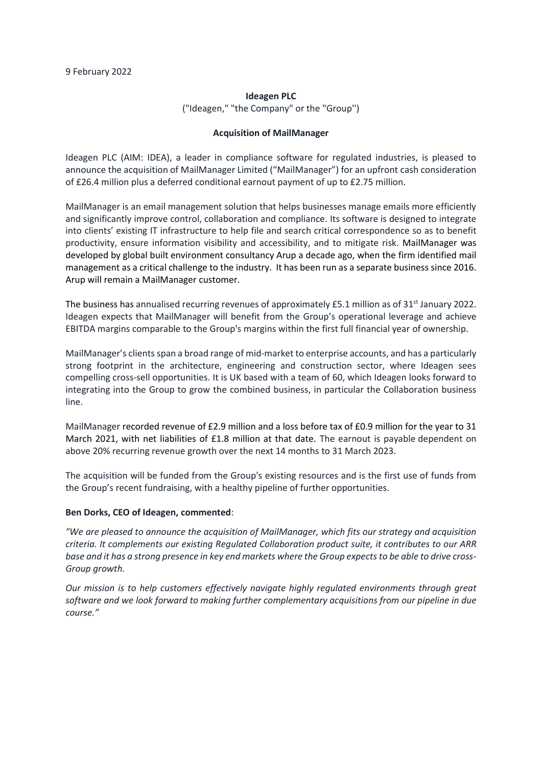9 February 2022

**Ideagen PLC**

("Ideagen," "the Company" or the "Group'')

**Acquisition of MailManager**

Ideagen PLC (AIM: IDEA), a leader in compliance software for regulated industries, is pleased to announce the acquisition of MailManager Limited ("MailManager") for an upfront cash consideration of £26.4 million plus a deferred conditional earnout payment of up to £2.75 million.

MailManager is an email management solution that helps businesses manage emails more efficiently and significantly improve control, collaboration and compliance. Its software is designed to integrate into clients' existing IT infrastructure to help file and search critical correspondence so as to benefit productivity, ensure information visibility and accessibility, and to mitigate risk. MailManager was developed by global built environment consultancy Arup a decade ago, when the firm identified mail management as a critical challenge to the industry. It has been run as a separate business since 2016. Arup will remain a MailManager customer.

The business has annualised recurring revenues of approximately £5.1 million as of 31st January 2022. Ideagen expects that MailManager will benefit from the Group's operational leverage and achieve EBITDA margins comparable to the Group's margins within the first full financial year of ownership.

MailManager's clients span a broad range of mid-market to enterprise accounts, and has a particularly strong footprint in the architecture, engineering and construction sector, where Ideagen sees compelling cross-sell opportunities. It is UK based with a team of 60, which Ideagen looks forward to integrating into the Group to grow the combined business, in particular the Collaboration business line.

MailManager recorded revenue of £2.9 million and a loss before tax of £0.9 million for the year to 31 March 2021, with net liabilities of £1.8 million at that date. The earnout is payable dependent on above 20% recurring revenue growth over the next 14 months to 31 March 2023.

The acquisition will be funded from the Group's existing resources and is the first use of funds from the Group's recent fundraising, with a healthy pipeline of further opportunities.

**Ben Dorks, CEO of Ideagen, commented**:

*"We are pleased to announce the acquisition of MailManager, which fits our strategy and acquisition criteria. It complements our existing Regulated Collaboration product suite, it contributes to our ARR base and it has a strong presence in key end markets where the Group expects to be able to drive cross-Group growth.*

*Our mission is to help customers effectively navigate highly regulated environments through great software and we look forward to making further complementary acquisitions from our pipeline in due course."*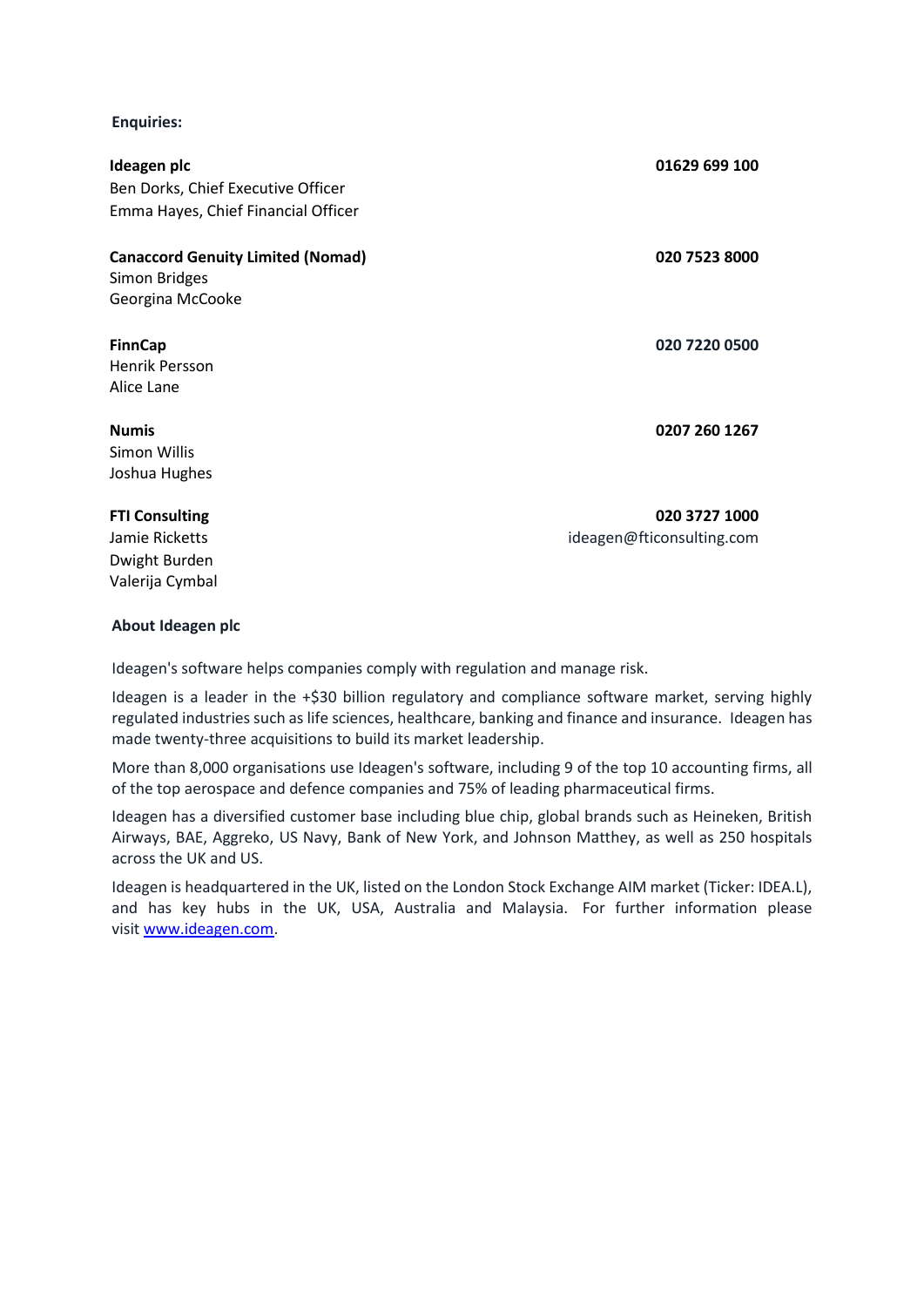**Enquiries:**

| | |
|---|---|
| **Ideagen plc** | **01629 699 100** |
| Ben Dorks, Chief Executive Officer | |
| Emma Hayes, Chief Financial Officer | |
| | |
| **Canaccord Genuity Limited (Nomad)** | **020 7523 8000** |
| Simon Bridges | |
| Georgina McCooke | |
| | |
| **FinnCap** | **020 7220 0500** |
| Henrik Persson | |
| Alice Lane | |
| | |
| **Numis** | **0207 260 1267** |
| Simon Willis | |
| Joshua Hughes | |
| | |
| **FTI Consulting** | **020 3727 1000** |
| Jamie Ricketts | ideagen@fticonsulting.com |
| Dwight Burden | |
| Valerija Cymbal | |

**About Ideagen plc**

Ideagen's software helps companies comply with regulation and manage risk.

Ideagen is a leader in the +$30 billion regulatory and compliance software market, serving highly regulated industries such as life sciences, healthcare, banking and finance and insurance. Ideagen has made twenty-three acquisitions to build its market leadership.

More than 8,000 organisations use Ideagen's software, including 9 of the top 10 accounting firms, all of the top aerospace and defence companies and 75% of leading pharmaceutical firms.

Ideagen has a diversified customer base including blue chip, global brands such as Heineken, British Airways, BAE, Aggreko, US Navy, Bank of New York, and Johnson Matthey, as well as 250 hospitals across the UK and US.

Ideagen is headquartered in the UK, listed on the London Stock Exchange AIM market (Ticker: IDEA.L), and has key hubs in the UK, USA, Australia and Malaysia. For further information please visit [www.ideagen.com](http://www.ideagen.com).